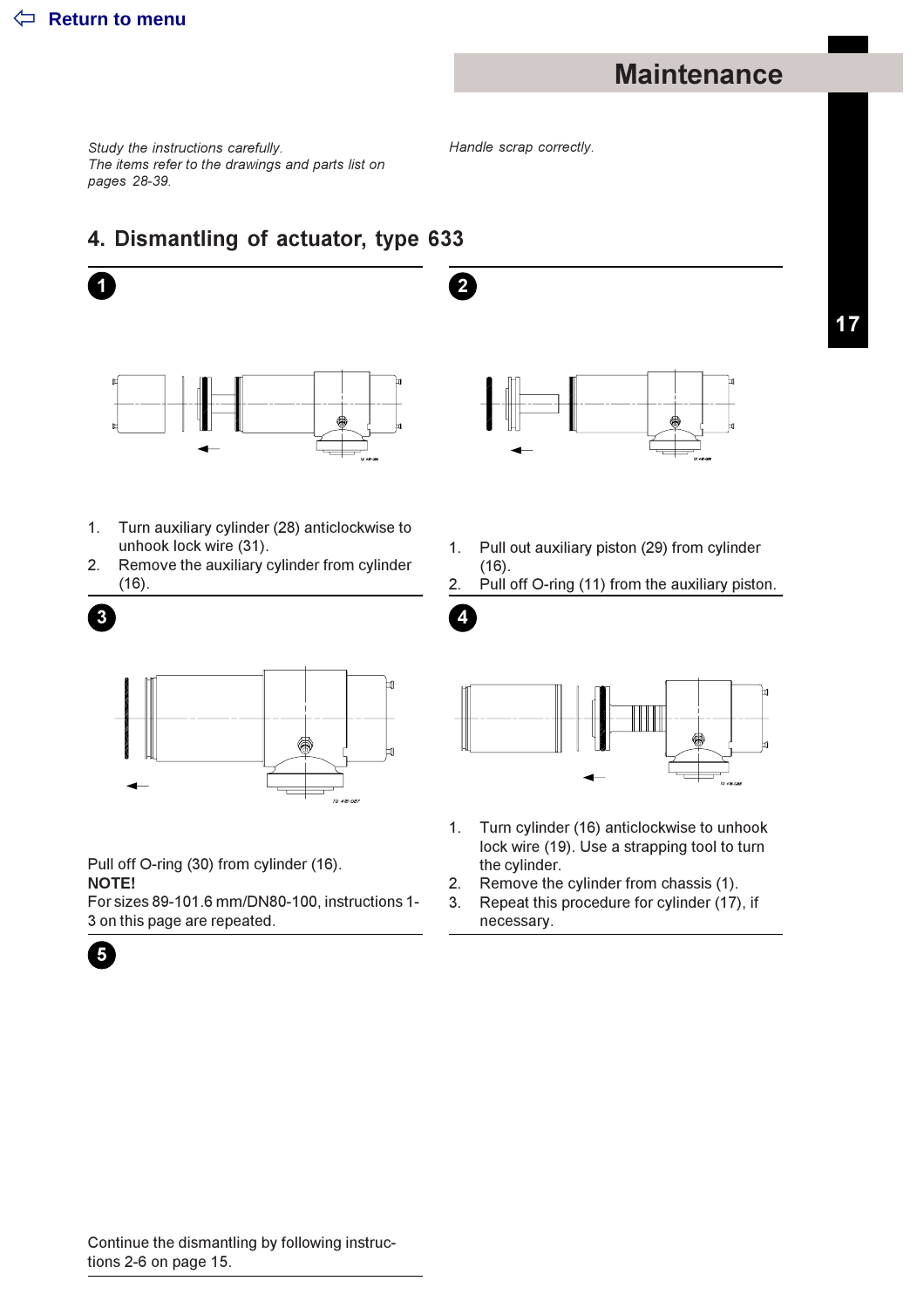Return to menu

# Maintenance

*Study the instructions carefully.*
*The items refer to the drawings and parts list on pages 28-39.*

*Handle scrap correctly.*

## 4. Dismantling of actuator, type 633

**1**

1. Turn auxiliary cylinder (28) anticlockwise to unhook lock wire (31).
2. Remove the auxiliary cylinder from cylinder (16).

**2**

1. Pull out auxiliary piston (29) from cylinder (16).
2. Pull off O-ring (11) from the auxiliary piston.

**3**

Pull off O-ring (30) from cylinder (16).

**NOTE!**
For sizes 89-101.6 mm/DN80-100, instructions 1-3 on this page are repeated.

**4**

1. Turn cylinder (16) anticlockwise to unhook lock wire (19). Use a strapping tool to turn the cylinder.
2. Remove the cylinder from chassis (1).
3. Repeat this procedure for cylinder (17), if necessary.

**5**

Continue the dismantling by following instructions 2-6 on page 15.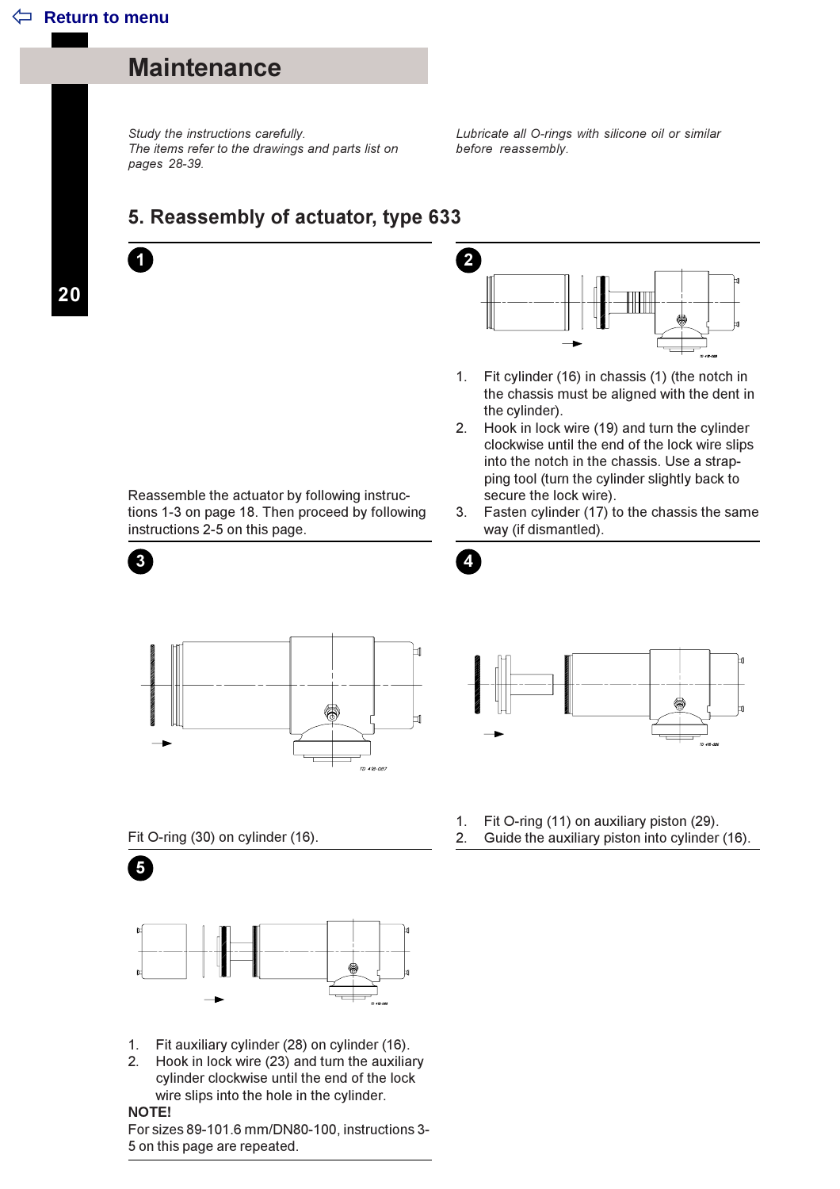# Maintenance

*Study the instructions carefully.*
*The items refer to the drawings and parts list on pages 28-39.*

*Lubricate all O-rings with silicone oil or similar before reassembly.*

## 5. Reassembly of actuator, type 633

**1**

Reassemble the actuator by following instructions 1-3 on page 18. Then proceed by following instructions 2-5 on this page.

**2**

1. Fit cylinder (16) in chassis (1) (the notch in the chassis must be aligned with the dent in the cylinder).
2. Hook in lock wire (19) and turn the cylinder clockwise until the end of the lock wire slips into the notch in the chassis. Use a strapping tool (turn the cylinder slightly back to secure the lock wire).
3. Fasten cylinder (17) to the chassis the same way (if dismantled).

**3**

Fit O-ring (30) on cylinder (16).

**4**

1. Fit O-ring (11) on auxiliary piston (29).
2. Guide the auxiliary piston into cylinder (16).

**5**

1. Fit auxiliary cylinder (28) on cylinder (16).
2. Hook in lock wire (23) and turn the auxiliary cylinder clockwise until the end of the lock wire slips into the hole in the cylinder.

**NOTE!**
For sizes 89-101.6 mm/DN80-100, instructions 3-5 on this page are repeated.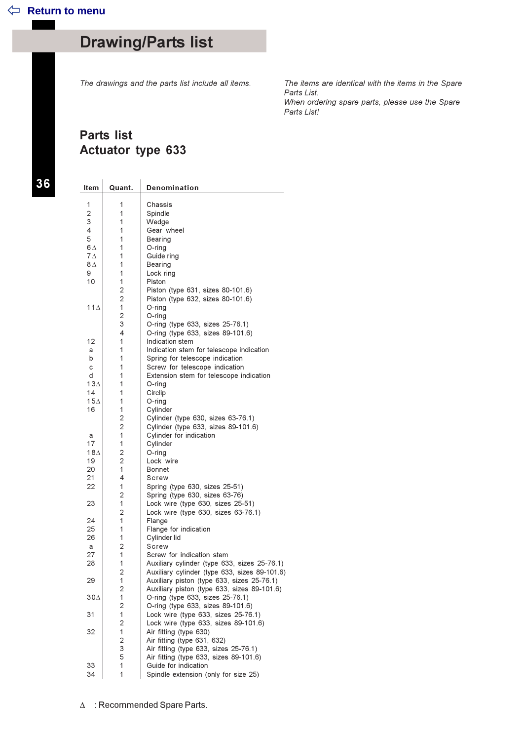[Return to menu](#)

# Drawing/Parts list

*The drawings and the parts list include all items.*

*The items are identical with the items in the Spare Parts List.*
*When ordering spare parts, please use the Spare Parts List!*

## Parts list
## Actuator type 633

| Item | Quant. | Denomination |
|---|---|---|
| 1 | 1 | Chassis |
| 2 | 1 | Spindle |
| 3 | 1 | Wedge |
| 4 | 1 | Gear wheel |
| 5 | 1 | Bearing |
| 6∆ | 1 | O-ring |
| 7∆ | 1 | Guide ring |
| 8∆ | 1 | Bearing |
| 9 | 1 | Lock ring |
| 10 | 1 | Piston |
| | 2 | Piston (type 631, sizes 80-101.6) |
| | 2 | Piston (type 632, sizes 80-101.6) |
| 11∆ | 1 | O-ring |
| | 2 | O-ring |
| | 3 | O-ring (type 633, sizes 25-76.1) |
| | 4 | O-ring (type 633, sizes 89-101.6) |
| 12 | 1 | Indication stem |
| a | 1 | Indication stem for telescope indication |
| b | 1 | Spring for telescope indication |
| c | 1 | Screw for telescope indication |
| d | 1 | Extension stem for telescope indication |
| 13∆ | 1 | O-ring |
| 14 | 1 | Circlip |
| 15∆ | 1 | O-ring |
| 16 | 1 | Cylinder |
| | 2 | Cylinder (type 630, sizes 63-76.1) |
| | 2 | Cylinder (type 633, sizes 89-101.6) |
| a | 1 | Cylinder for indication |
| 17 | 1 | Cylinder |
| 18∆ | 2 | O-ring |
| 19 | 2 | Lock wire |
| 20 | 1 | Bonnet |
| 21 | 4 | Screw |
| 22 | 1 | Spring (type 630, sizes 25-51) |
| | 2 | Spring (type 630, sizes 63-76) |
| 23 | 1 | Lock wire (type 630, sizes 25-51) |
| | 2 | Lock wire (type 630, sizes 63-76.1) |
| 24 | 1 | Flange |
| 25 | 1 | Flange for indication |
| 26 | 1 | Cylinder lid |
| a | 2 | Screw |
| 27 | 1 | Screw for indication stem |
| 28 | 1 | Auxiliary cylinder (type 633, sizes 25-76.1) |
| | 2 | Auxiliary cylinder (type 633, sizes 89-101.6) |
| 29 | 1 | Auxiliary piston (type 633, sizes 25-76.1) |
| | 2 | Auxiliary piston (type 633, sizes 89-101.6) |
| 30∆ | 1 | O-ring (type 633, sizes 25-76.1) |
| | 2 | O-ring (type 633, sizes 89-101.6) |
| 31 | 1 | Lock wire (type 633, sizes 25-76.1) |
| | 2 | Lock wire (type 633, sizes 89-101.6) |
| 32 | 1 | Air fitting (type 630) |
| | 2 | Air fitting (type 631, 632) |
| | 3 | Air fitting (type 633, sizes 25-76.1) |
| | 5 | Air fitting (type 633, sizes 89-101.6) |
| 33 | 1 | Guide for indication |
| 34 | 1 | Spindle extension (only for size 25) |

∆ : Recommended Spare Parts.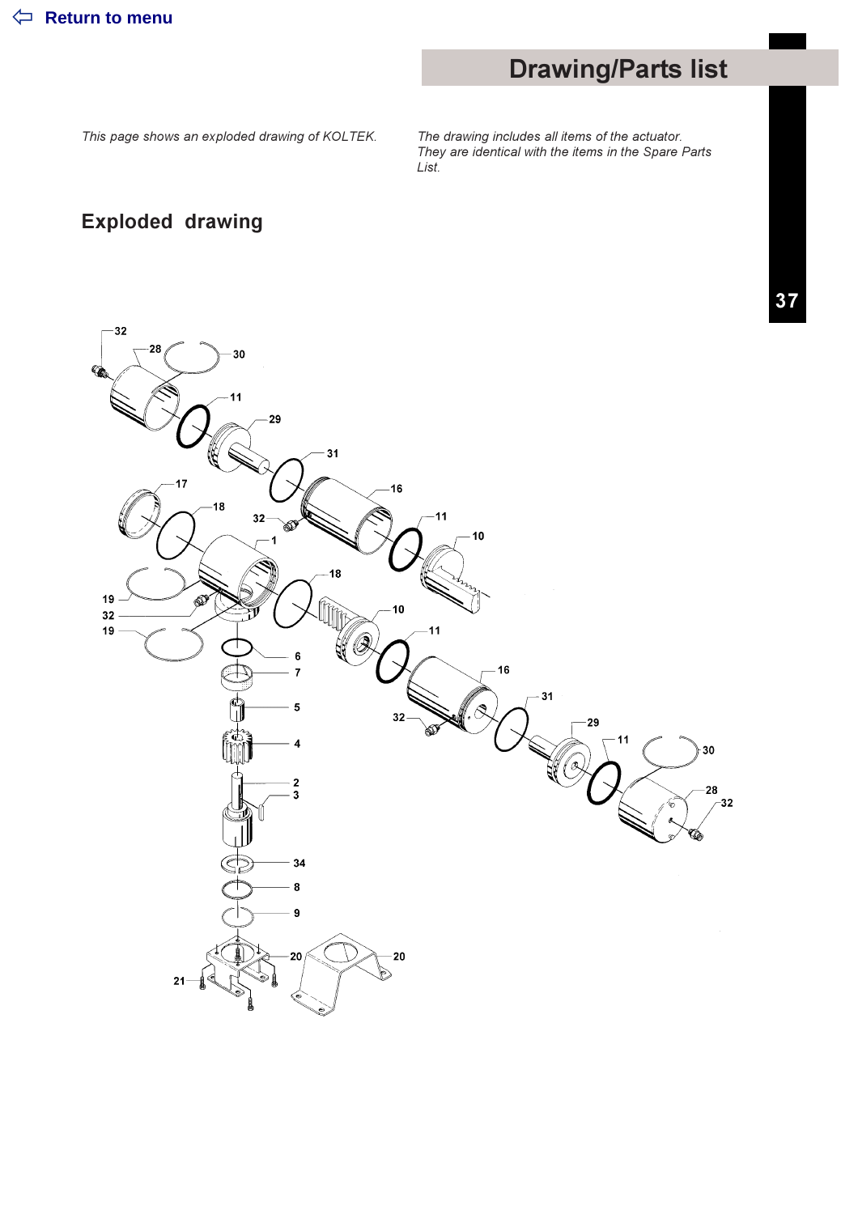[Return to menu]

# Drawing/Parts list

*This page shows an exploded drawing of KOLTEK.*

*The drawing includes all items of the actuator. They are identical with the items in the Spare Parts List.*

## Exploded drawing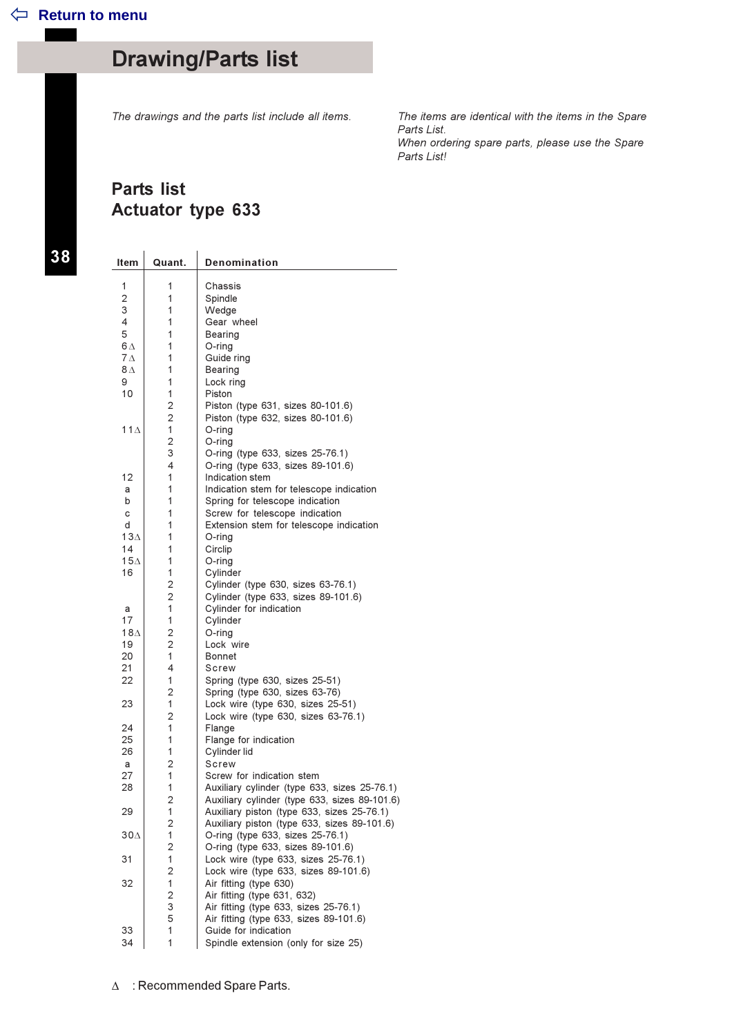[Return to menu]

# Drawing/Parts list

*The drawings and the parts list include all items.*

*The items are identical with the items in the Spare Parts List.*
*When ordering spare parts, please use the Spare Parts List!*

## Parts list
## Actuator type 633

| Item | Quant. | Denomination |
|---|---|---|
| 1 | 1 | Chassis |
| 2 | 1 | Spindle |
| 3 | 1 | Wedge |
| 4 | 1 | Gear wheel |
| 5 | 1 | Bearing |
| 6∆ | 1 | O-ring |
| 7∆ | 1 | Guide ring |
| 8∆ | 1 | Bearing |
| 9 | 1 | Lock ring |
| 10 | 1 | Piston |
| | 2 | Piston (type 631, sizes 80-101.6) |
| | 2 | Piston (type 632, sizes 80-101.6) |
| 11∆ | 1 | O-ring |
| | 2 | O-ring |
| | 3 | O-ring (type 633, sizes 25-76.1) |
| | 4 | O-ring (type 633, sizes 89-101.6) |
| 12 | 1 | Indication stem |
| a | 1 | Indication stem for telescope indication |
| b | 1 | Spring for telescope indication |
| c | 1 | Screw for telescope indication |
| d | 1 | Extension stem for telescope indication |
| 13∆ | 1 | O-ring |
| 14 | 1 | Circlip |
| 15∆ | 1 | O-ring |
| 16 | 1 | Cylinder |
| | 2 | Cylinder (type 630, sizes 63-76.1) |
| | 2 | Cylinder (type 633, sizes 89-101.6) |
| a | 1 | Cylinder for indication |
| 17 | 1 | Cylinder |
| 18∆ | 2 | O-ring |
| 19 | 2 | Lock wire |
| 20 | 1 | Bonnet |
| 21 | 4 | Screw |
| 22 | 1 | Spring (type 630, sizes 25-51) |
| | 2 | Spring (type 630, sizes 63-76) |
| 23 | 1 | Lock wire (type 630, sizes 25-51) |
| | 2 | Lock wire (type 630, sizes 63-76.1) |
| 24 | 1 | Flange |
| 25 | 1 | Flange for indication |
| 26 | 1 | Cylinder lid |
| a | 2 | Screw |
| 27 | 1 | Screw for indication stem |
| 28 | 1 | Auxiliary cylinder (type 633, sizes 25-76.1) |
| | 2 | Auxiliary cylinder (type 633, sizes 89-101.6) |
| 29 | 1 | Auxiliary piston (type 633, sizes 25-76.1) |
| | 2 | Auxiliary piston (type 633, sizes 89-101.6) |
| 30∆ | 1 | O-ring (type 633, sizes 25-76.1) |
| | 2 | O-ring (type 633, sizes 89-101.6) |
| 31 | 1 | Lock wire (type 633, sizes 25-76.1) |
| | 2 | Lock wire (type 633, sizes 89-101.6) |
| 32 | 1 | Air fitting (type 630) |
| | 2 | Air fitting (type 631, 632) |
| | 3 | Air fitting (type 633, sizes 25-76.1) |
| | 5 | Air fitting (type 633, sizes 89-101.6) |
| 33 | 1 | Guide for indication |
| 34 | 1 | Spindle extension (only for size 25) |

∆ : Recommended Spare Parts.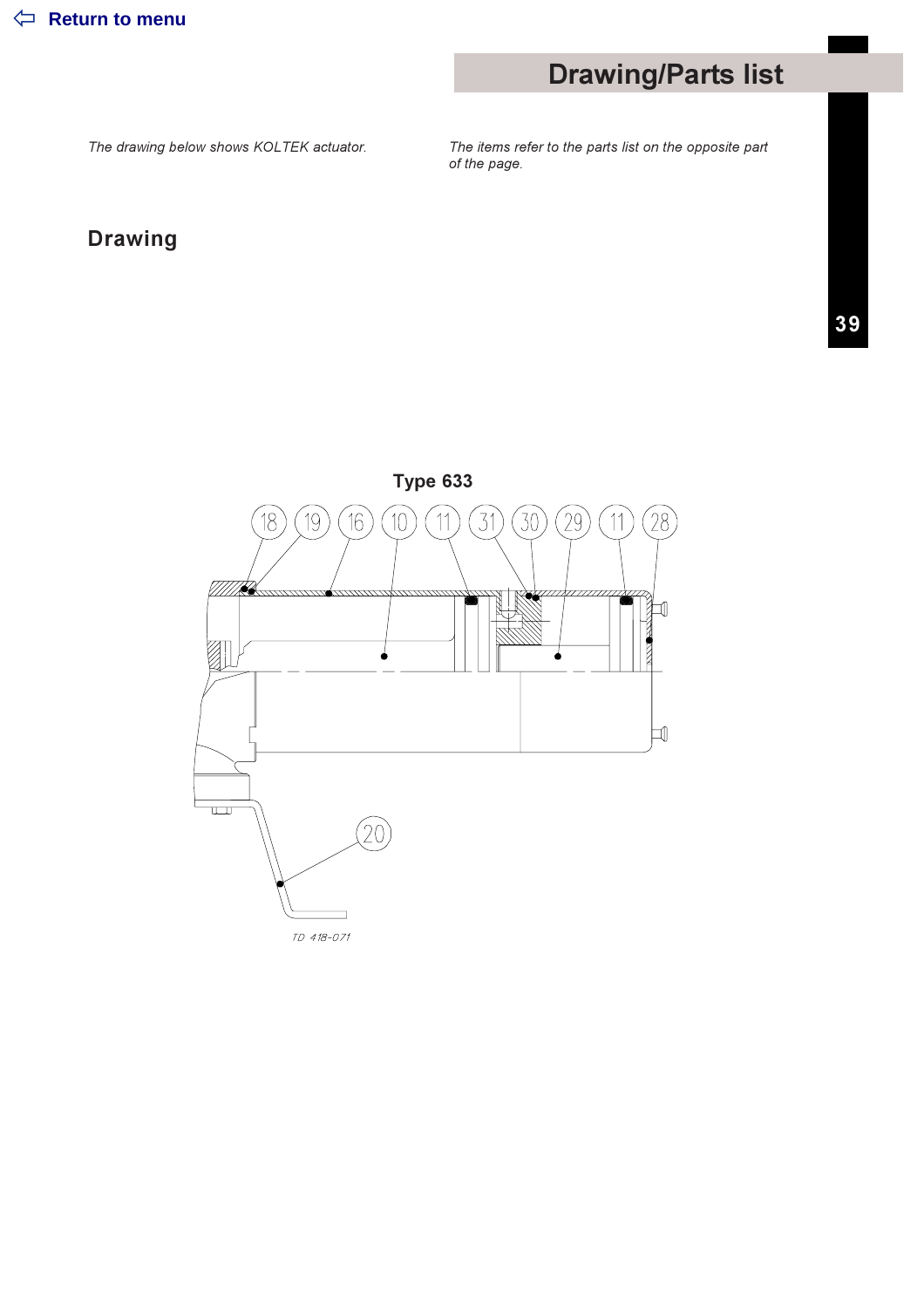Return to menu

# Drawing/Parts list

*The drawing below shows KOLTEK actuator.*

*The items refer to the parts list on the opposite part of the page.*

## Drawing

**Type 633**

18 19 16 10 11 31 30 29 11 28

20

TD 418-071